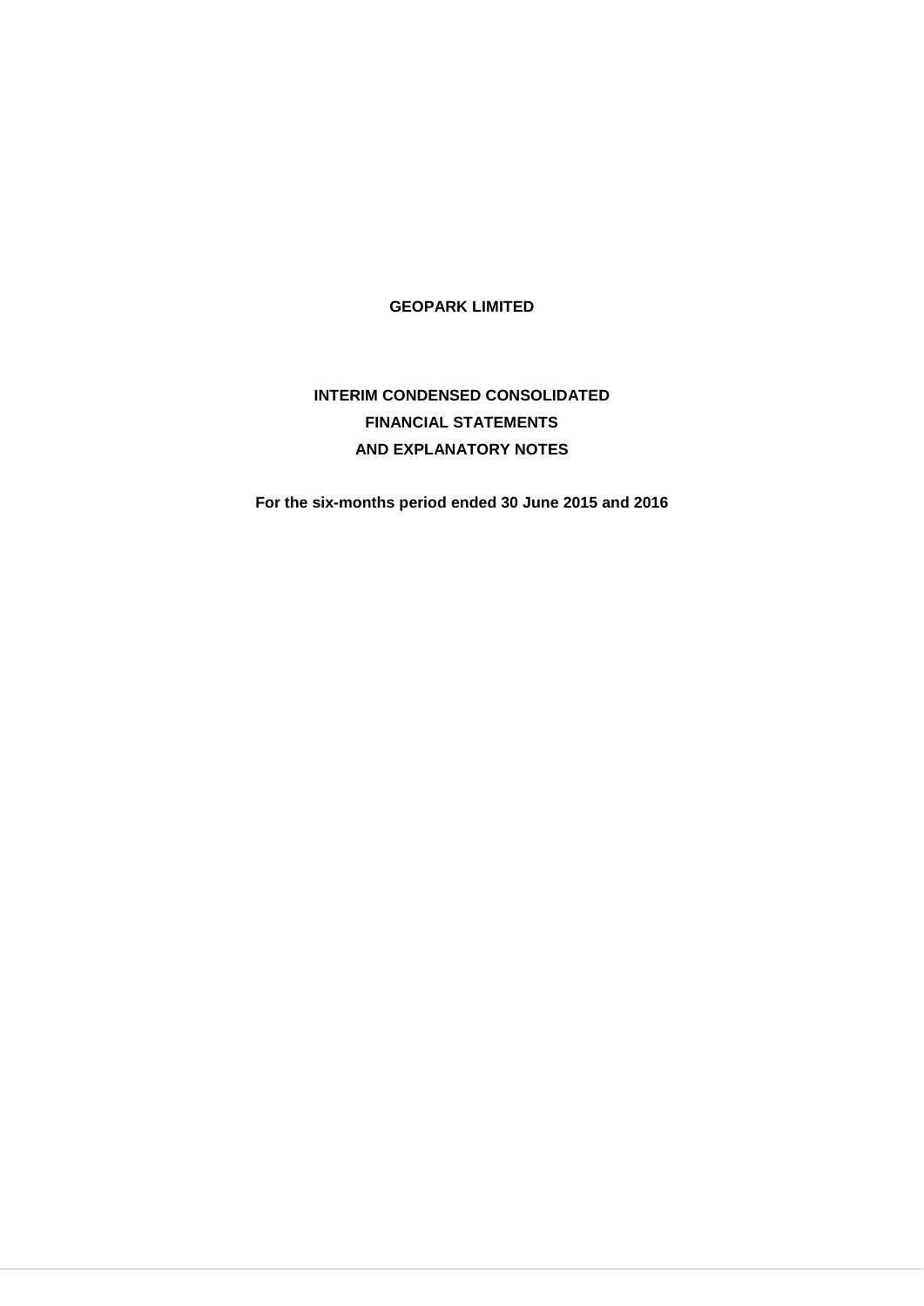# GEOPARK LIMITED

## INTERIM CONDENSED CONSOLIDATED FINANCIAL STATEMENTS AND EXPLANATORY NOTES

**For the six-months period ended 30 June 2015 and 2016**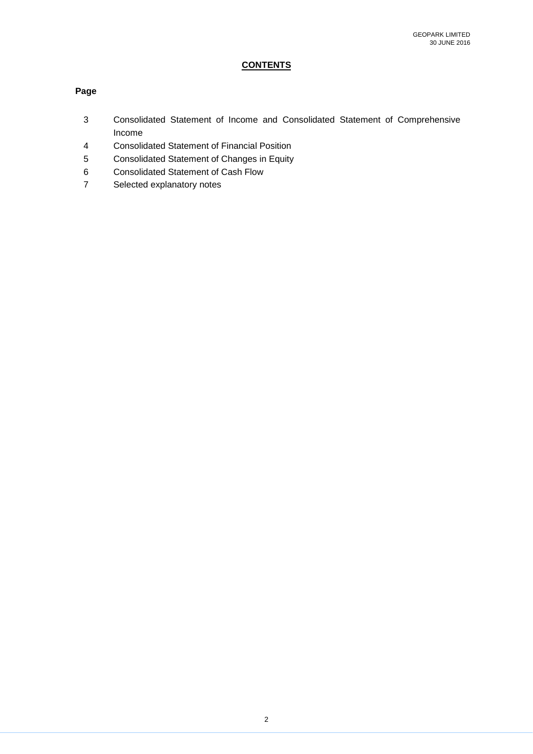## CONTENTS

**Page**

| Page | |
|---|---|
| 3 | Consolidated Statement of Income and Consolidated Statement of Comprehensive Income |
| 4 | Consolidated Statement of Financial Position |
| 5 | Consolidated Statement of Changes in Equity |
| 6 | Consolidated Statement of Cash Flow |
| 7 | Selected explanatory notes |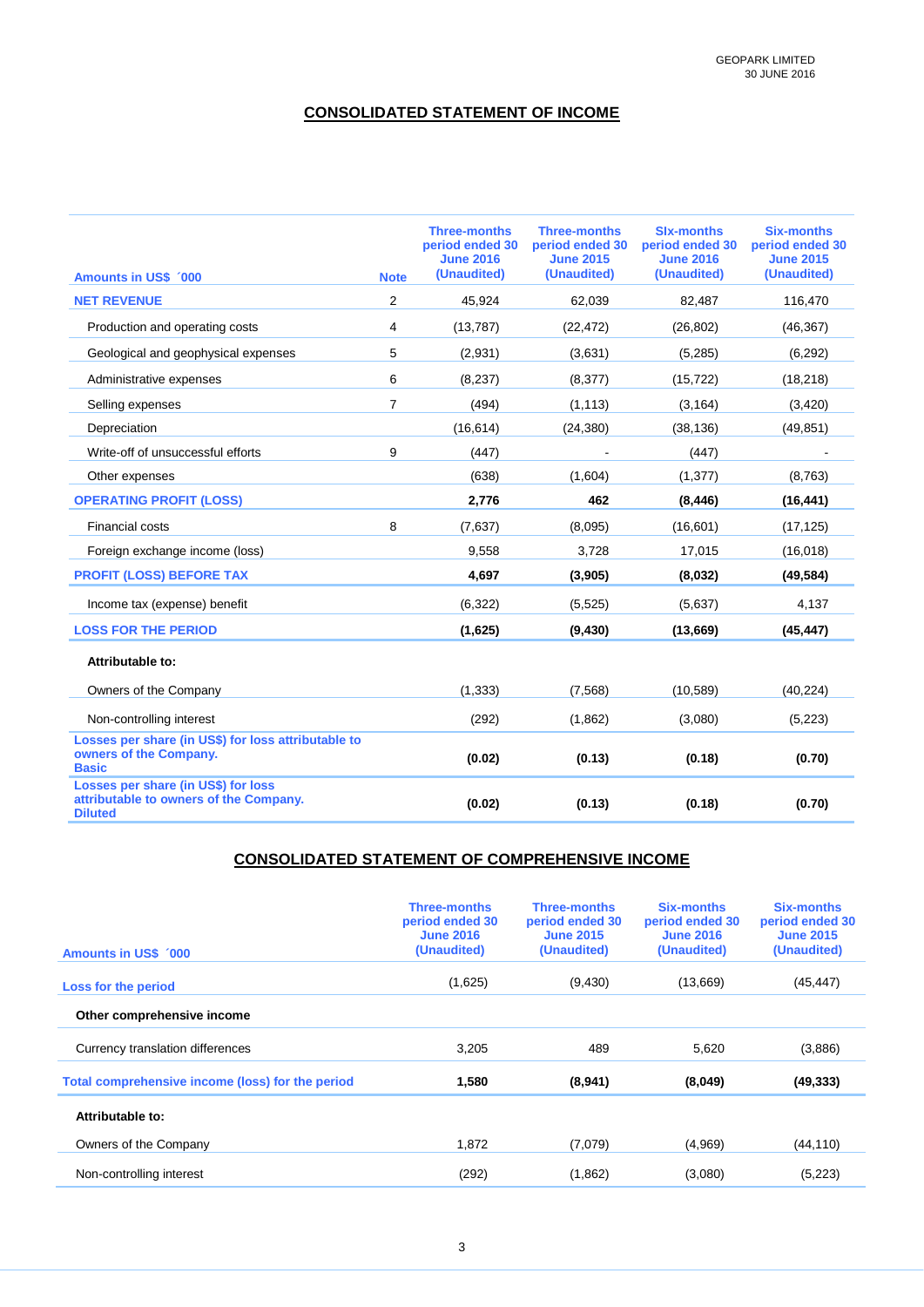## CONSOLIDATED STATEMENT OF INCOME

| Amounts in US$ ´000 | Note | Three-months period ended 30 June 2016 (Unaudited) | Three-months period ended 30 June 2015 (Unaudited) | SIx-months period ended 30 June 2016 (Unaudited) | Six-months period ended 30 June 2015 (Unaudited) |
|---|---|---|---|---|---|
| **NET REVENUE** | 2 | 45,924 | 62,039 | 82,487 | 116,470 |
| Production and operating costs | 4 | (13,787) | (22,472) | (26,802) | (46,367) |
| Geological and geophysical expenses | 5 | (2,931) | (3,631) | (5,285) | (6,292) |
| Administrative expenses | 6 | (8,237) | (8,377) | (15,722) | (18,218) |
| Selling expenses | 7 | (494) | (1,113) | (3,164) | (3,420) |
| Depreciation | | (16,614) | (24,380) | (38,136) | (49,851) |
| Write-off of unsuccessful efforts | 9 | (447) | - | (447) | - |
| Other expenses | | (638) | (1,604) | (1,377) | (8,763) |
| **OPERATING PROFIT (LOSS)** | | **2,776** | **462** | **(8,446)** | **(16,441)** |
| Financial costs | 8 | (7,637) | (8,095) | (16,601) | (17,125) |
| Foreign exchange income (loss) | | 9,558 | 3,728 | 17,015 | (16,018) |
| **PROFIT (LOSS) BEFORE TAX** | | **4,697** | **(3,905)** | **(8,032)** | **(49,584)** |
| Income tax (expense) benefit | | (6,322) | (5,525) | (5,637) | 4,137 |
| **LOSS FOR THE PERIOD** | | **(1,625)** | **(9,430)** | **(13,669)** | **(45,447)** |
| **Attributable to:** | | | | | |
| Owners of the Company | | (1,333) | (7,568) | (10,589) | (40,224) |
| Non-controlling interest | | (292) | (1,862) | (3,080) | (5,223) |
| **Losses per share (in US$) for loss attributable to owners of the Company. Basic** | | **(0.02)** | **(0.13)** | **(0.18)** | **(0.70)** |
| **Losses per share (in US$) for loss attributable to owners of the Company. Diluted** | | **(0.02)** | **(0.13)** | **(0.18)** | **(0.70)** |

## CONSOLIDATED STATEMENT OF COMPREHENSIVE INCOME

| Amounts in US$ ´000 | Three-months period ended 30 June 2016 (Unaudited) | Three-months period ended 30 June 2015 (Unaudited) | Six-months period ended 30 June 2016 (Unaudited) | Six-months period ended 30 June 2015 (Unaudited) |
|---|---|---|---|---|
| **Loss for the period** | (1,625) | (9,430) | (13,669) | (45,447) |
| **Other comprehensive income** | | | | |
| Currency translation differences | 3,205 | 489 | 5,620 | (3,886) |
| **Total comprehensive income (loss) for the period** | **1,580** | **(8,941)** | **(8,049)** | **(49,333)** |
| **Attributable to:** | | | | |
| Owners of the Company | 1,872 | (7,079) | (4,969) | (44,110) |
| Non-controlling interest | (292) | (1,862) | (3,080) | (5,223) |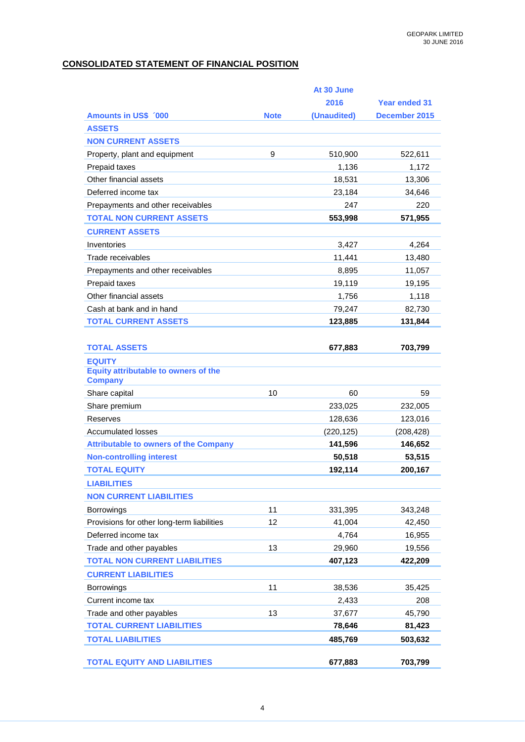## CONSOLIDATED STATEMENT OF FINANCIAL POSITION

| Amounts in US$ ´000 | Note | At 30 June 2016 (Unaudited) | Year ended 31 December 2015 |
|---|---|---|---|
| **ASSETS** | | | |
| **NON CURRENT ASSETS** | | | |
| Property, plant and equipment | 9 | 510,900 | 522,611 |
| Prepaid taxes | | 1,136 | 1,172 |
| Other financial assets | | 18,531 | 13,306 |
| Deferred income tax | | 23,184 | 34,646 |
| Prepayments and other receivables | | 247 | 220 |
| **TOTAL NON CURRENT ASSETS** | | **553,998** | **571,955** |
| **CURRENT ASSETS** | | | |
| Inventories | | 3,427 | 4,264 |
| Trade receivables | | 11,441 | 13,480 |
| Prepayments and other receivables | | 8,895 | 11,057 |
| Prepaid taxes | | 19,119 | 19,195 |
| Other financial assets | | 1,756 | 1,118 |
| Cash at bank and in hand | | 79,247 | 82,730 |
| **TOTAL CURRENT ASSETS** | | **123,885** | **131,844** |
| **TOTAL ASSETS** | | **677,883** | **703,799** |
| **EQUITY** | | | |
| **Equity attributable to owners of the Company** | | | |
| Share capital | 10 | 60 | 59 |
| Share premium | | 233,025 | 232,005 |
| Reserves | | 128,636 | 123,016 |
| Accumulated losses | | (220,125) | (208,428) |
| **Attributable to owners of the Company** | | **141,596** | **146,652** |
| **Non-controlling interest** | | **50,518** | **53,515** |
| **TOTAL EQUITY** | | **192,114** | **200,167** |
| **LIABILITIES** | | | |
| **NON CURRENT LIABILITIES** | | | |
| Borrowings | 11 | 331,395 | 343,248 |
| Provisions for other long-term liabilities | 12 | 41,004 | 42,450 |
| Deferred income tax | | 4,764 | 16,955 |
| Trade and other payables | 13 | 29,960 | 19,556 |
| **TOTAL NON CURRENT LIABILITIES** | | **407,123** | **422,209** |
| **CURRENT LIABILITIES** | | | |
| Borrowings | 11 | 38,536 | 35,425 |
| Current income tax | | 2,433 | 208 |
| Trade and other payables | 13 | 37,677 | 45,790 |
| **TOTAL CURRENT LIABILITIES** | | **78,646** | **81,423** |
| **TOTAL LIABILITIES** | | **485,769** | **503,632** |
| **TOTAL EQUITY AND LIABILITIES** | | **677,883** | **703,799** |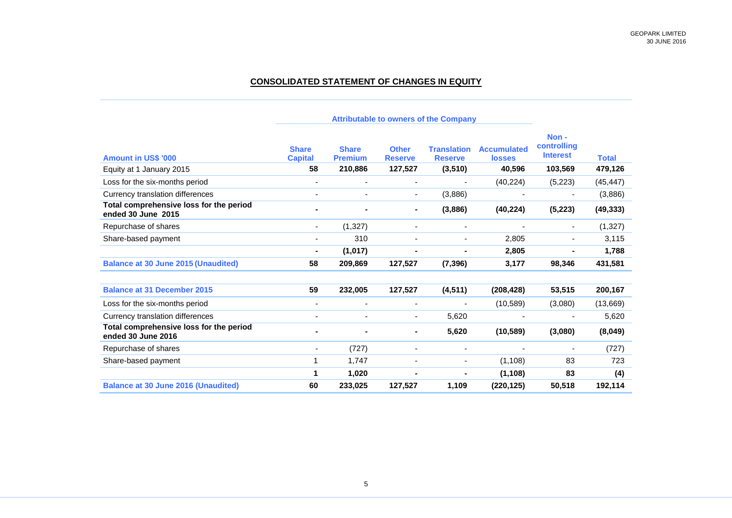## CONSOLIDATED STATEMENT OF CHANGES IN EQUITY

| | Attributable to owners of the Company | | | | | | |
|---|---|---|---|---|---|---|---|
| **Amount in US$ '000** | **Share Capital** | **Share Premium** | **Other Reserve** | **Translation Reserve** | **Accumulated losses** | **Non - controlling Interest** | **Total** |
| Equity at 1 January 2015 | **58** | **210,886** | **127,527** | **(3,510)** | **40,596** | **103,569** | **479,126** |
| Loss for the six-months period | - | - | - | - | (40,224) | (5,223) | (45,447) |
| Currency translation differences | - | - | - | (3,886) | - | - | (3,886) |
| **Total comprehensive loss for the period ended 30 June 2015** | **-** | **-** | **-** | **(3,886)** | **(40,224)** | **(5,223)** | **(49,333)** |
| Repurchase of shares | - | (1,327) | - | - | - | - | (1,327) |
| Share-based payment | - | 310 | - | - | 2,805 | - | 3,115 |
| | **-** | **(1,017)** | **-** | **-** | **2,805** | **-** | **1,788** |
| **Balance at 30 June 2015 (Unaudited)** | **58** | **209,869** | **127,527** | **(7,396)** | **3,177** | **98,346** | **431,581** |
| | | | | | | | |
| **Balance at 31 December 2015** | **59** | **232,005** | **127,527** | **(4,511)** | **(208,428)** | **53,515** | **200,167** |
| Loss for the six-months period | - | - | - | - | (10,589) | (3,080) | (13,669) |
| Currency translation differences | - | - | - | 5,620 | - | - | 5,620 |
| **Total comprehensive loss for the period ended 30 June 2016** | **-** | **-** | **-** | **5,620** | **(10,589)** | **(3,080)** | **(8,049)** |
| Repurchase of shares | - | (727) | - | - | - | - | (727) |
| Share-based payment | 1 | 1,747 | - | - | (1,108) | 83 | 723 |
| | **1** | **1,020** | **-** | **-** | **(1,108)** | **83** | **(4)** |
| **Balance at 30 June 2016 (Unaudited)** | **60** | **233,025** | **127,527** | **1,109** | **(220,125)** | **50,518** | **192,114** |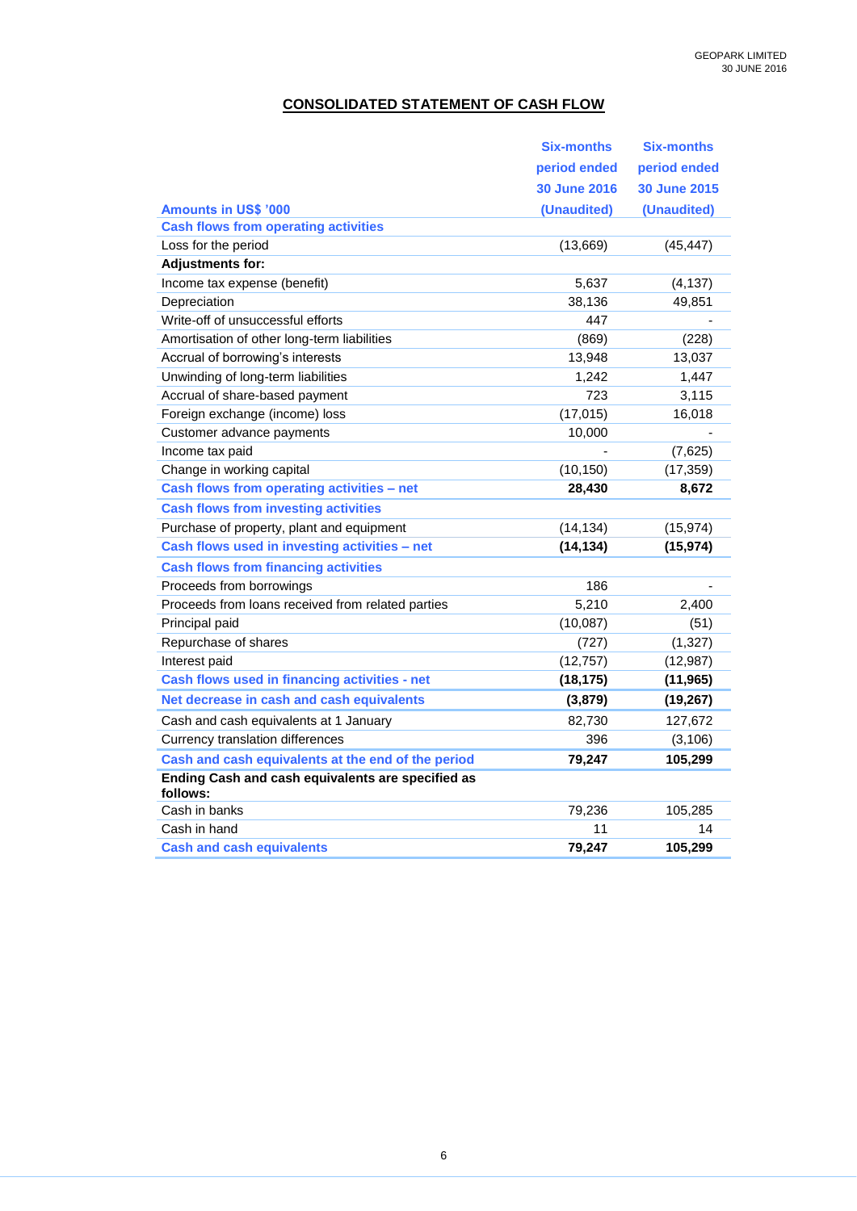## CONSOLIDATED STATEMENT OF CASH FLOW

| Amounts in US$ '000 | Six-months period ended 30 June 2016 (Unaudited) | Six-months period ended 30 June 2015 (Unaudited) |
|---|---|---|
| **Cash flows from operating activities** | | |
| Loss for the period | (13,669) | (45,447) |
| **Adjustments for:** | | |
| Income tax expense (benefit) | 5,637 | (4,137) |
| Depreciation | 38,136 | 49,851 |
| Write-off of unsuccessful efforts | 447 | - |
| Amortisation of other long-term liabilities | (869) | (228) |
| Accrual of borrowing's interests | 13,948 | 13,037 |
| Unwinding of long-term liabilities | 1,242 | 1,447 |
| Accrual of share-based payment | 723 | 3,115 |
| Foreign exchange (income) loss | (17,015) | 16,018 |
| Customer advance payments | 10,000 | - |
| Income tax paid | - | (7,625) |
| Change in working capital | (10,150) | (17,359) |
| **Cash flows from operating activities – net** | **28,430** | **8,672** |
| **Cash flows from investing activities** | | |
| Purchase of property, plant and equipment | (14,134) | (15,974) |
| **Cash flows used in investing activities – net** | **(14,134)** | **(15,974)** |
| **Cash flows from financing activities** | | |
| Proceeds from borrowings | 186 | - |
| Proceeds from loans received from related parties | 5,210 | 2,400 |
| Principal paid | (10,087) | (51) |
| Repurchase of shares | (727) | (1,327) |
| Interest paid | (12,757) | (12,987) |
| **Cash flows used in financing activities - net** | **(18,175)** | **(11,965)** |
| **Net decrease in cash and cash equivalents** | **(3,879)** | **(19,267)** |
| Cash and cash equivalents at 1 January | 82,730 | 127,672 |
| Currency translation differences | 396 | (3,106) |
| **Cash and cash equivalents at the end of the period** | **79,247** | **105,299** |
| **Ending Cash and cash equivalents are specified as follows:** | | |
| Cash in banks | 79,236 | 105,285 |
| Cash in hand | 11 | 14 |
| **Cash and cash equivalents** | **79,247** | **105,299** |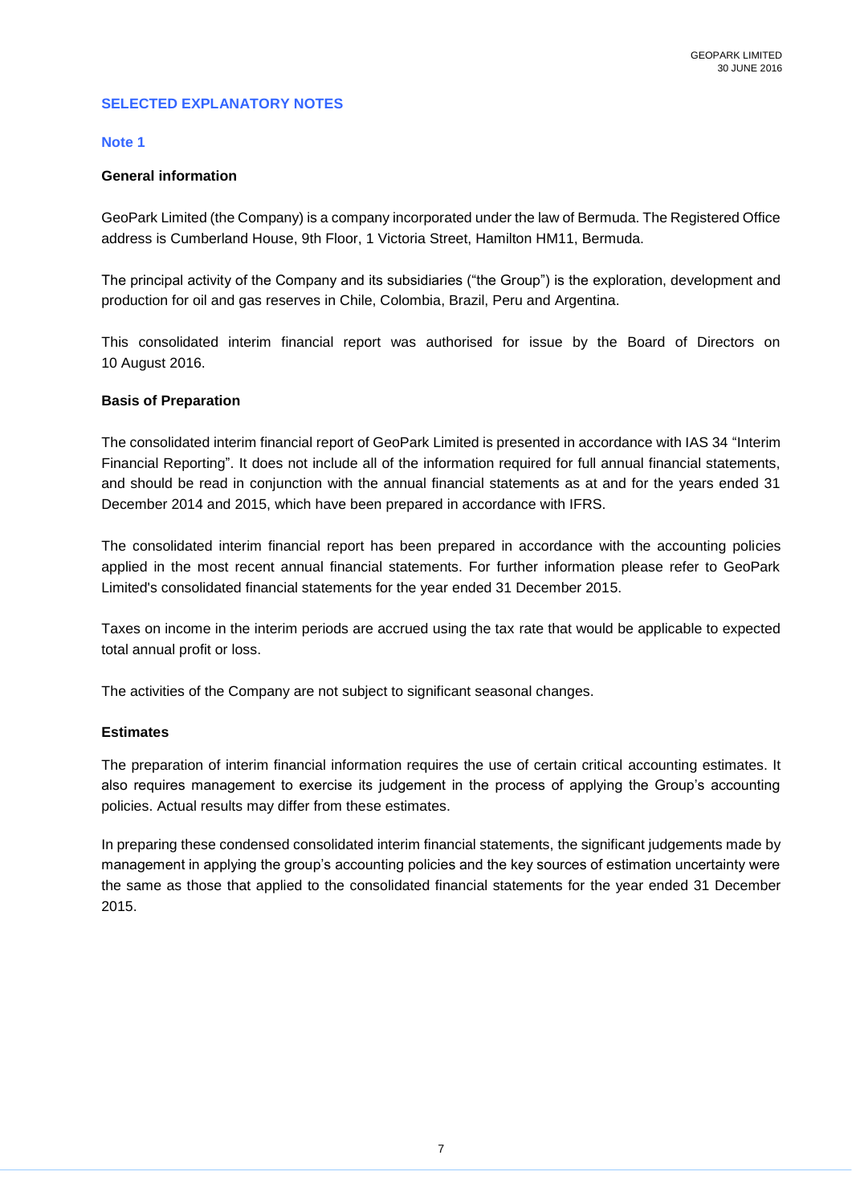## SELECTED EXPLANATORY NOTES

### Note 1

**General information**

GeoPark Limited (the Company) is a company incorporated under the law of Bermuda. The Registered Office address is Cumberland House, 9th Floor, 1 Victoria Street, Hamilton HM11, Bermuda.

The principal activity of the Company and its subsidiaries ("the Group") is the exploration, development and production for oil and gas reserves in Chile, Colombia, Brazil, Peru and Argentina.

This consolidated interim financial report was authorised for issue by the Board of Directors on 10 August 2016.

**Basis of Preparation**

The consolidated interim financial report of GeoPark Limited is presented in accordance with IAS 34 "Interim Financial Reporting". It does not include all of the information required for full annual financial statements, and should be read in conjunction with the annual financial statements as at and for the years ended 31 December 2014 and 2015, which have been prepared in accordance with IFRS.

The consolidated interim financial report has been prepared in accordance with the accounting policies applied in the most recent annual financial statements. For further information please refer to GeoPark Limited's consolidated financial statements for the year ended 31 December 2015.

Taxes on income in the interim periods are accrued using the tax rate that would be applicable to expected total annual profit or loss.

The activities of the Company are not subject to significant seasonal changes.

**Estimates**

The preparation of interim financial information requires the use of certain critical accounting estimates. It also requires management to exercise its judgement in the process of applying the Group's accounting policies. Actual results may differ from these estimates.

In preparing these condensed consolidated interim financial statements, the significant judgements made by management in applying the group's accounting policies and the key sources of estimation uncertainty were the same as those that applied to the consolidated financial statements for the year ended 31 December 2015.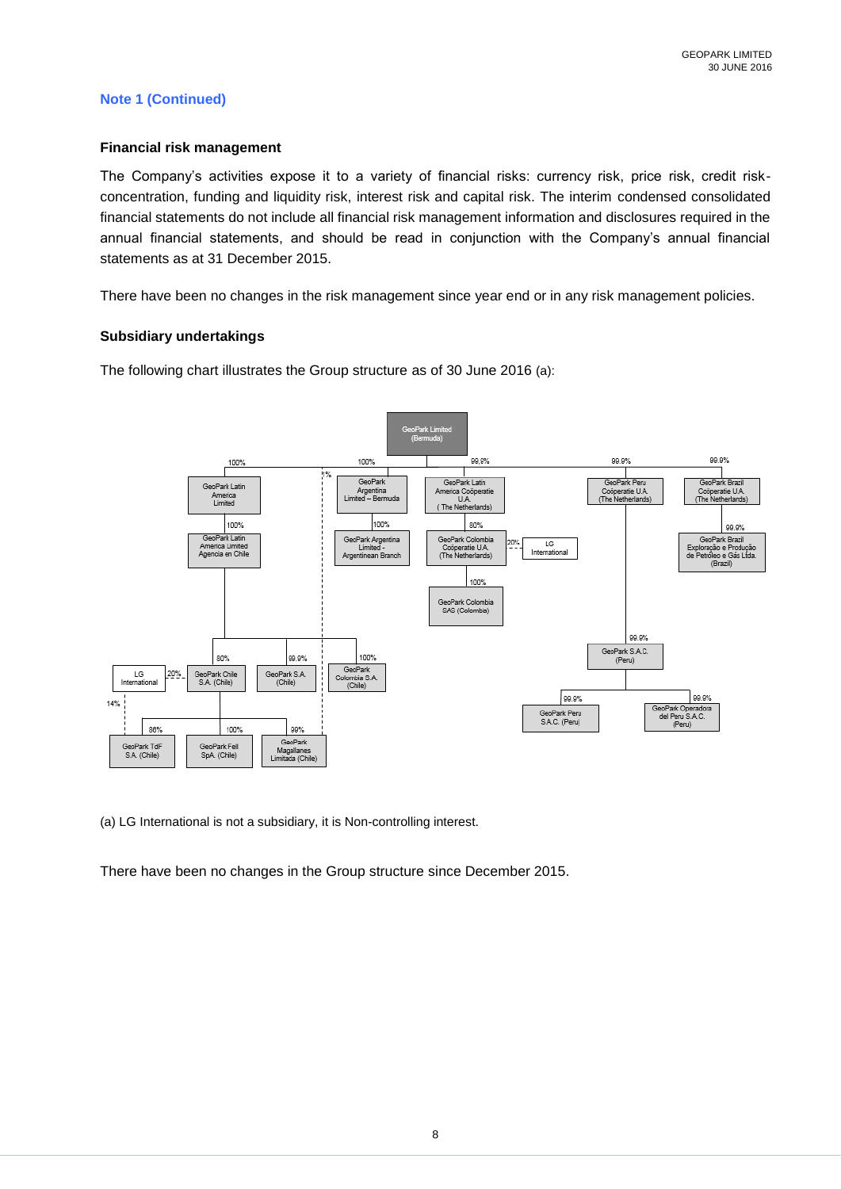## Note 1 (Continued)

### Financial risk management

The Company's activities expose it to a variety of financial risks: currency risk, price risk, credit risk-concentration, funding and liquidity risk, interest risk and capital risk. The interim condensed consolidated financial statements do not include all financial risk management information and disclosures required in the annual financial statements, and should be read in conjunction with the Company's annual financial statements as at 31 December 2015.

There have been no changes in the risk management since year end or in any risk management policies.

### Subsidiary undertakings

The following chart illustrates the Group structure as of 30 June 2016 (a):

- GeoPark Limited (Bermuda)
  - 100% GeoPark Latin America Limited
    - 100% GeoPark Latin America Limited Agencia en Chile
      - 80% GeoPark Chile S.A. (Chile) (20% LG International)
        - 86% GeoPark TdF S.A. (Chile) (14% LG International)
        - 100% GeoPark Fell SpA. (Chile)
        - 99% GeoPark Magallanes Limitada (Chile)
      - 99.9% GeoPark S.A. (Chile)
      - 100% GeoPark Colombia S.A. (Chile)
  - 1% (GeoPark Magallanes Limitada (Chile))
  - 100% GeoPark Argentina Limited – Bermuda
    - 100% GeoPark Argentina Limited - Argentinean Branch
  - 99.9% GeoPark Latin America Coöperatie U.A. (The Netherlands)
    - 80% GeoPark Colombia Coöperatie U.A. (The Netherlands) (20% LG International)
      - 100% GeoPark Colombia SAS (Colombia)
  - 99.9% GeoPark Peru Coöperatie U.A. (The Netherlands)
    - 99.9% GeoPark S.A.C. (Peru)
      - 99.9% GeoPark Peru S.A.C. (Peru)
      - 99.9% GeoPark Operadora del Peru S.A.C. (Peru)
  - 99.9% GeoPark Brazil Coöperatie U.A. (The Netherlands)
    - 99.9% GeoPark Brazil Exploração e Produção de Petróleo e Gás Ltda. (Brazil)

(a) LG International is not a subsidiary, it is Non-controlling interest.

There have been no changes in the Group structure since December 2015.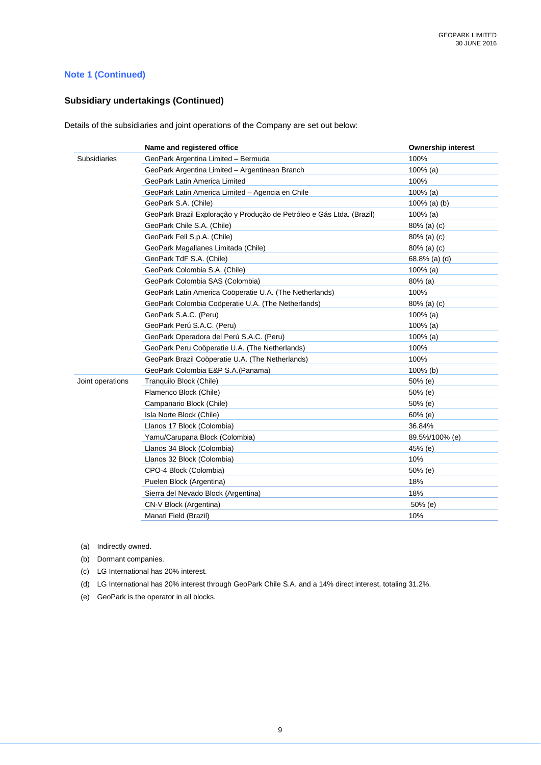## Note 1 (Continued)

### Subsidiary undertakings (Continued)

Details of the subsidiaries and joint operations of the Company are set out below:

| | Name and registered office | Ownership interest |
|---|---|---|
| Subsidiaries | GeoPark Argentina Limited – Bermuda | 100% |
| | GeoPark Argentina Limited – Argentinean Branch | 100% (a) |
| | GeoPark Latin America Limited | 100% |
| | GeoPark Latin America Limited – Agencia en Chile | 100% (a) |
| | GeoPark S.A. (Chile) | 100% (a) (b) |
| | GeoPark Brazil Exploração y Produção de Petróleo e Gás Ltda. (Brazil) | 100% (a) |
| | GeoPark Chile S.A. (Chile) | 80% (a) (c) |
| | GeoPark Fell S.p.A. (Chile) | 80% (a) (c) |
| | GeoPark Magallanes Limitada (Chile) | 80% (a) (c) |
| | GeoPark TdF S.A. (Chile) | 68.8% (a) (d) |
| | GeoPark Colombia S.A. (Chile) | 100% (a) |
| | GeoPark Colombia SAS (Colombia) | 80% (a) |
| | GeoPark Latin America Coöperatie U.A. (The Netherlands) | 100% |
| | GeoPark Colombia Coöperatie U.A. (The Netherlands) | 80% (a) (c) |
| | GeoPark S.A.C. (Peru) | 100% (a) |
| | GeoPark Perú S.A.C. (Peru) | 100% (a) |
| | GeoPark Operadora del Perú S.A.C. (Peru) | 100% (a) |
| | GeoPark Peru Coöperatie U.A. (The Netherlands) | 100% |
| | GeoPark Brazil Coöperatie U.A. (The Netherlands) | 100% |
| | GeoPark Colombia E&P S.A.(Panama) | 100% (b) |
| Joint operations | Tranquilo Block (Chile) | 50% (e) |
| | Flamenco Block (Chile) | 50% (e) |
| | Campanario Block (Chile) | 50% (e) |
| | Isla Norte Block (Chile) | 60% (e) |
| | Llanos 17 Block (Colombia) | 36.84% |
| | Yamu/Carupana Block (Colombia) | 89.5%/100% (e) |
| | Llanos 34 Block (Colombia) | 45% (e) |
| | Llanos 32 Block (Colombia) | 10% |
| | CPO-4 Block (Colombia) | 50% (e) |
| | Puelen Block (Argentina) | 18% |
| | Sierra del Nevado Block (Argentina) | 18% |
| | CN-V Block (Argentina) | 50% (e) |
| | Manati Field (Brazil) | 10% |

(a) Indirectly owned.

(b) Dormant companies.

(c) LG International has 20% interest.

(d) LG International has 20% interest through GeoPark Chile S.A. and a 14% direct interest, totaling 31.2%.

(e) GeoPark is the operator in all blocks.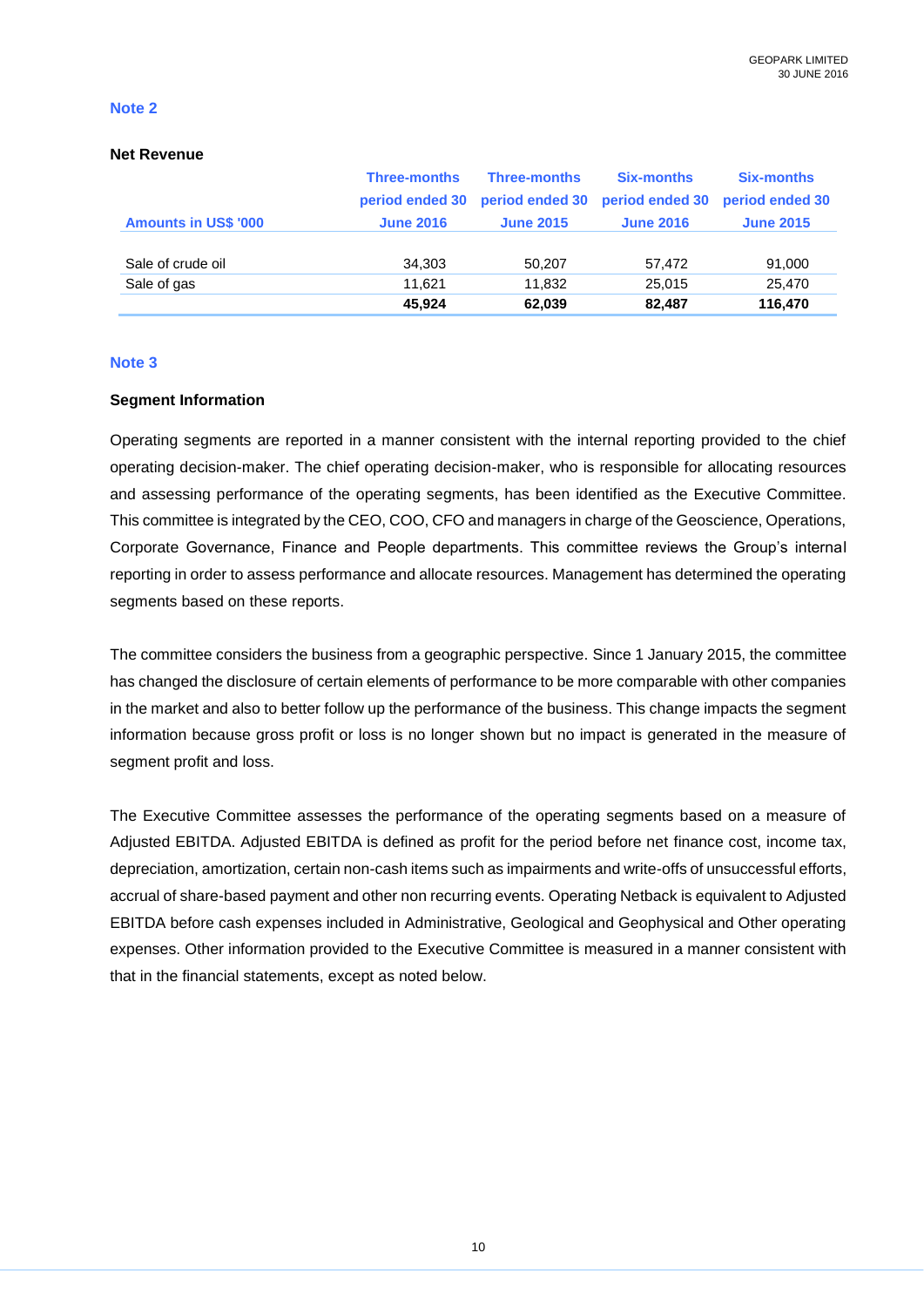## Note 2

### Net Revenue

| Amounts in US$ '000 | Three-months period ended 30 June 2016 | Three-months period ended 30 June 2015 | Six-months period ended 30 June 2016 | Six-months period ended 30 June 2015 |
|---|---|---|---|---|
| Sale of crude oil | 34,303 | 50,207 | 57,472 | 91,000 |
| Sale of gas | 11,621 | 11,832 | 25,015 | 25,470 |
| | **45,924** | **62,039** | **82,487** | **116,470** |

## Note 3

### Segment Information

Operating segments are reported in a manner consistent with the internal reporting provided to the chief operating decision-maker. The chief operating decision-maker, who is responsible for allocating resources and assessing performance of the operating segments, has been identified as the Executive Committee. This committee is integrated by the CEO, COO, CFO and managers in charge of the Geoscience, Operations, Corporate Governance, Finance and People departments. This committee reviews the Group's internal reporting in order to assess performance and allocate resources. Management has determined the operating segments based on these reports.

The committee considers the business from a geographic perspective. Since 1 January 2015, the committee has changed the disclosure of certain elements of performance to be more comparable with other companies in the market and also to better follow up the performance of the business. This change impacts the segment information because gross profit or loss is no longer shown but no impact is generated in the measure of segment profit and loss.

The Executive Committee assesses the performance of the operating segments based on a measure of Adjusted EBITDA. Adjusted EBITDA is defined as profit for the period before net finance cost, income tax, depreciation, amortization, certain non-cash items such as impairments and write-offs of unsuccessful efforts, accrual of share-based payment and other non recurring events. Operating Netback is equivalent to Adjusted EBITDA before cash expenses included in Administrative, Geological and Geophysical and Other operating expenses. Other information provided to the Executive Committee is measured in a manner consistent with that in the financial statements, except as noted below.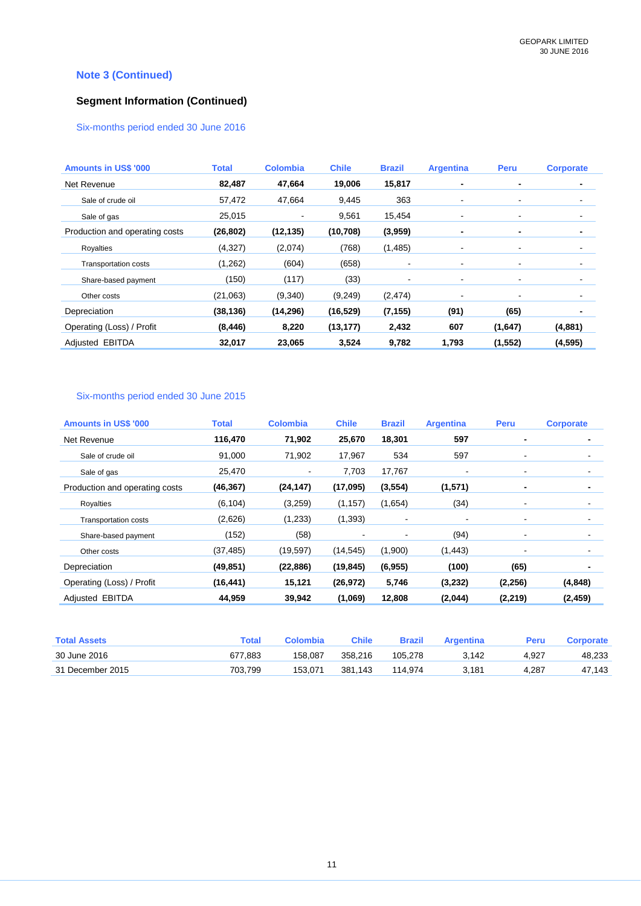## Note 3 (Continued)

### Segment Information (Continued)

Six-months period ended 30 June 2016

| Amounts in US$ '000 | Total | Colombia | Chile | Brazil | Argentina | Peru | Corporate |
|---|---|---|---|---|---|---|---|
| **Net Revenue** | **82,487** | **47,664** | **19,006** | **15,817** | **-** | **-** | **-** |
| Sale of crude oil | 57,472 | 47,664 | 9,445 | 363 | - | - | - |
| Sale of gas | 25,015 | - | 9,561 | 15,454 | - | - | - |
| **Production and operating costs** | **(26,802)** | **(12,135)** | **(10,708)** | **(3,959)** | **-** | **-** | **-** |
| Royalties | (4,327) | (2,074) | (768) | (1,485) | - | - | - |
| Transportation costs | (1,262) | (604) | (658) | - | - | - | - |
| Share-based payment | (150) | (117) | (33) | - | - | - | - |
| Other costs | (21,063) | (9,340) | (9,249) | (2,474) | - | - | - |
| **Depreciation** | **(38,136)** | **(14,296)** | **(16,529)** | **(7,155)** | **(91)** | **(65)** | **-** |
| **Operating (Loss) / Profit** | **(8,446)** | **8,220** | **(13,177)** | **2,432** | **607** | **(1,647)** | **(4,881)** |
| **Adjusted EBITDA** | **32,017** | **23,065** | **3,524** | **9,782** | **1,793** | **(1,552)** | **(4,595)** |

Six-months period ended 30 June 2015

| Amounts in US$ '000 | Total | Colombia | Chile | Brazil | Argentina | Peru | Corporate |
|---|---|---|---|---|---|---|---|
| **Net Revenue** | **116,470** | **71,902** | **25,670** | **18,301** | **597** | **-** | **-** |
| Sale of crude oil | 91,000 | 71,902 | 17,967 | 534 | 597 | - | - |
| Sale of gas | 25,470 | - | 7,703 | 17,767 | - | - | - |
| **Production and operating costs** | **(46,367)** | **(24,147)** | **(17,095)** | **(3,554)** | **(1,571)** | **-** | **-** |
| Royalties | (6,104) | (3,259) | (1,157) | (1,654) | (34) | - | - |
| Transportation costs | (2,626) | (1,233) | (1,393) | - | - | - | - |
| Share-based payment | (152) | (58) | - | - | (94) | - | - |
| Other costs | (37,485) | (19,597) | (14,545) | (1,900) | (1,443) | - | - |
| **Depreciation** | **(49,851)** | **(22,886)** | **(19,845)** | **(6,955)** | **(100)** | **(65)** | **-** |
| **Operating (Loss) / Profit** | **(16,441)** | **15,121** | **(26,972)** | **5,746** | **(3,232)** | **(2,256)** | **(4,848)** |
| **Adjusted EBITDA** | **44,959** | **39,942** | **(1,069)** | **12,808** | **(2,044)** | **(2,219)** | **(2,459)** |

| Total Assets | Total | Colombia | Chile | Brazil | Argentina | Peru | Corporate |
|---|---|---|---|---|---|---|---|
| 30 June 2016 | 677,883 | 158,087 | 358,216 | 105,278 | 3,142 | 4,927 | 48,233 |
| 31 December 2015 | 703,799 | 153,071 | 381,143 | 114,974 | 3,181 | 4,287 | 47,143 |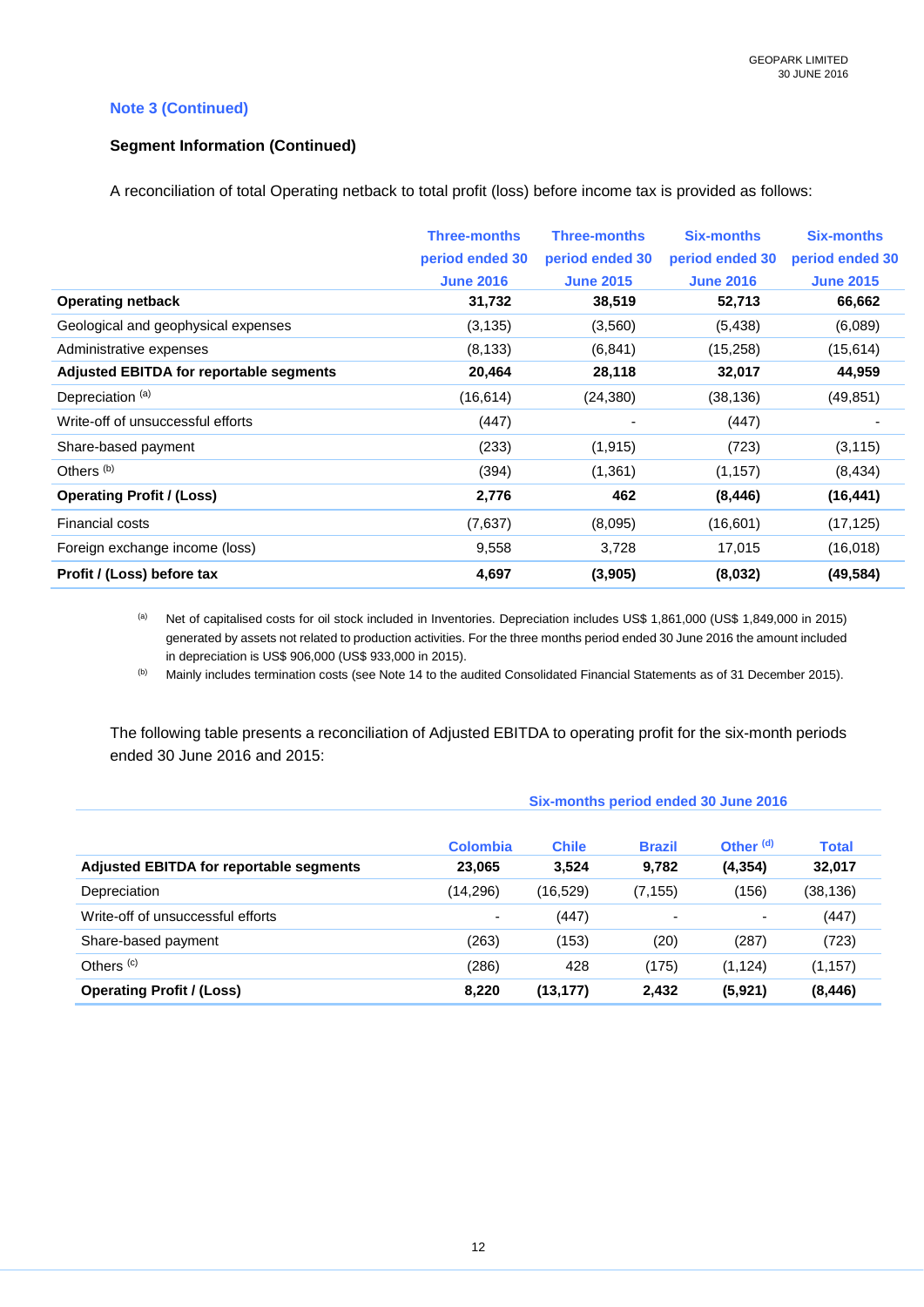### Note 3 (Continued)

**Segment Information (Continued)**

A reconciliation of total Operating netback to total profit (loss) before income tax is provided as follows:

| | Three-months period ended 30 June 2016 | Three-months period ended 30 June 2015 | Six-months period ended 30 June 2016 | Six-months period ended 30 June 2015 |
|---|---|---|---|---|
| **Operating netback** | **31,732** | **38,519** | **52,713** | **66,662** |
| Geological and geophysical expenses | (3,135) | (3,560) | (5,438) | (6,089) |
| Administrative expenses | (8,133) | (6,841) | (15,258) | (15,614) |
| **Adjusted EBITDA for reportable segments** | **20,464** | **28,118** | **32,017** | **44,959** |
| Depreciation [(a)] | (16,614) | (24,380) | (38,136) | (49,851) |
| Write-off of unsuccessful efforts | (447) | - | (447) | - |
| Share-based payment | (233) | (1,915) | (723) | (3,115) |
| Others [(b)] | (394) | (1,361) | (1,157) | (8,434) |
| **Operating Profit / (Loss)** | **2,776** | **462** | **(8,446)** | **(16,441)** |
| Financial costs | (7,637) | (8,095) | (16,601) | (17,125) |
| Foreign exchange income (loss) | 9,558 | 3,728 | 17,015 | (16,018) |
| **Profit / (Loss) before tax** | **4,697** | **(3,905)** | **(8,032)** | **(49,584)** |

(a) Net of capitalised costs for oil stock included in Inventories. Depreciation includes US$ 1,861,000 (US$ 1,849,000 in 2015) generated by assets not related to production activities. For the three months period ended 30 June 2016 the amount included in depreciation is US$ 906,000 (US$ 933,000 in 2015).

(b) Mainly includes termination costs (see Note 14 to the audited Consolidated Financial Statements as of 31 December 2015).

The following table presents a reconciliation of Adjusted EBITDA to operating profit for the six-month periods ended 30 June 2016 and 2015:

| | Six-months period ended 30 June 2016 | | | | |
|---|---|---|---|---|---|
| | Colombia | Chile | Brazil | Other [(d)] | Total |
| **Adjusted EBITDA for reportable segments** | **23,065** | **3,524** | **9,782** | **(4,354)** | **32,017** |
| Depreciation | (14,296) | (16,529) | (7,155) | (156) | (38,136) |
| Write-off of unsuccessful efforts | - | (447) | - | - | (447) |
| Share-based payment | (263) | (153) | (20) | (287) | (723) |
| Others [(c)] | (286) | 428 | (175) | (1,124) | (1,157) |
| **Operating Profit / (Loss)** | **8,220** | **(13,177)** | **2,432** | **(5,921)** | **(8,446)** |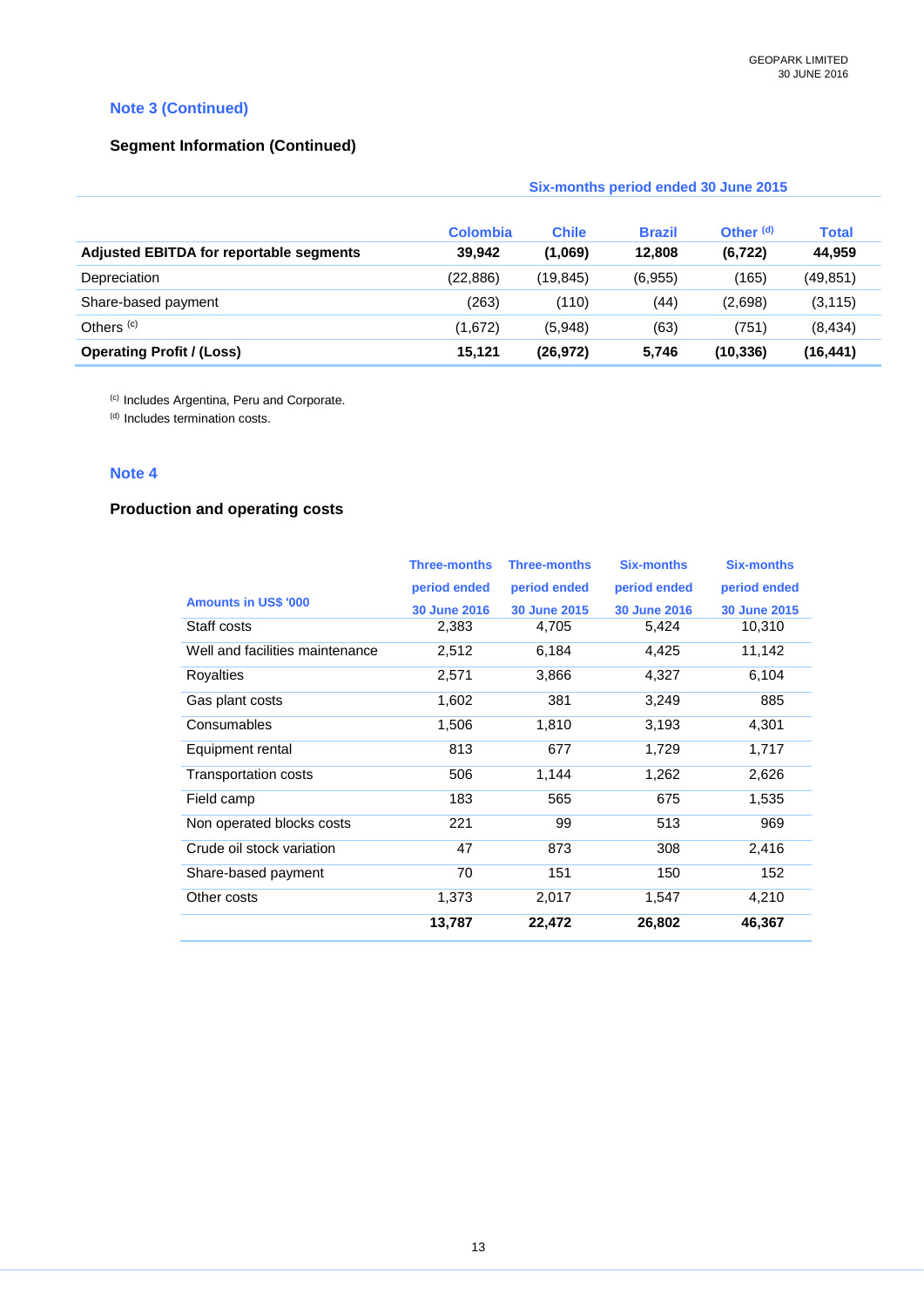## Note 3 (Continued)

### Segment Information (Continued)

| | Six-months period ended 30 June 2015 | | | | |
|---|---|---|---|---|---|
| | Colombia | Chile | Brazil | Other [d] | Total |
| **Adjusted EBITDA for reportable segments** | **39,942** | **(1,069)** | **12,808** | **(6,722)** | **44,959** |
| Depreciation | (22,886) | (19,845) | (6,955) | (165) | (49,851) |
| Share-based payment | (263) | (110) | (44) | (2,698) | (3,115) |
| Others [c] | (1,672) | (5,948) | (63) | (751) | (8,434) |
| **Operating Profit / (Loss)** | **15,121** | **(26,972)** | **5,746** | **(10,336)** | **(16,441)** |

[c] Includes Argentina, Peru and Corporate.
[d] Includes termination costs.

## Note 4

### Production and operating costs

| Amounts in US$ '000 | Three-months period ended 30 June 2016 | Three-months period ended 30 June 2015 | Six-months period ended 30 June 2016 | Six-months period ended 30 June 2015 |
|---|---|---|---|---|
| Staff costs | 2,383 | 4,705 | 5,424 | 10,310 |
| Well and facilities maintenance | 2,512 | 6,184 | 4,425 | 11,142 |
| Royalties | 2,571 | 3,866 | 4,327 | 6,104 |
| Gas plant costs | 1,602 | 381 | 3,249 | 885 |
| Consumables | 1,506 | 1,810 | 3,193 | 4,301 |
| Equipment rental | 813 | 677 | 1,729 | 1,717 |
| Transportation costs | 506 | 1,144 | 1,262 | 2,626 |
| Field camp | 183 | 565 | 675 | 1,535 |
| Non operated blocks costs | 221 | 99 | 513 | 969 |
| Crude oil stock variation | 47 | 873 | 308 | 2,416 |
| Share-based payment | 70 | 151 | 150 | 152 |
| Other costs | 1,373 | 2,017 | 1,547 | 4,210 |
| | **13,787** | **22,472** | **26,802** | **46,367** |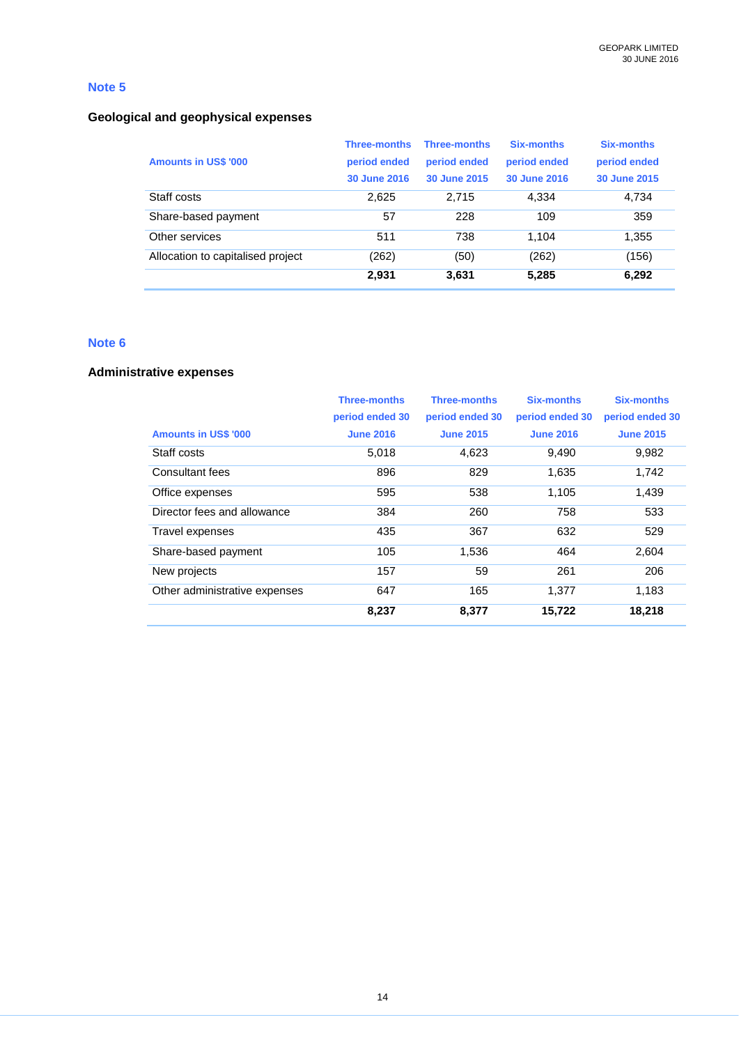## Note 5

### Geological and geophysical expenses

| Amounts in US$ '000 | Three-months period ended 30 June 2016 | Three-months period ended 30 June 2015 | Six-months period ended 30 June 2016 | Six-months period ended 30 June 2015 |
|---|---|---|---|---|
| Staff costs | 2,625 | 2,715 | 4,334 | 4,734 |
| Share-based payment | 57 | 228 | 109 | 359 |
| Other services | 511 | 738 | 1,104 | 1,355 |
| Allocation to capitalised project | (262) | (50) | (262) | (156) |
| | **2,931** | **3,631** | **5,285** | **6,292** |

## Note 6

### Administrative expenses

| Amounts in US$ '000 | Three-months period ended 30 June 2016 | Three-months period ended 30 June 2015 | Six-months period ended 30 June 2016 | Six-months period ended 30 June 2015 |
|---|---|---|---|---|
| Staff costs | 5,018 | 4,623 | 9,490 | 9,982 |
| Consultant fees | 896 | 829 | 1,635 | 1,742 |
| Office expenses | 595 | 538 | 1,105 | 1,439 |
| Director fees and allowance | 384 | 260 | 758 | 533 |
| Travel expenses | 435 | 367 | 632 | 529 |
| Share-based payment | 105 | 1,536 | 464 | 2,604 |
| New projects | 157 | 59 | 261 | 206 |
| Other administrative expenses | 647 | 165 | 1,377 | 1,183 |
| | **8,237** | **8,377** | **15,722** | **18,218** |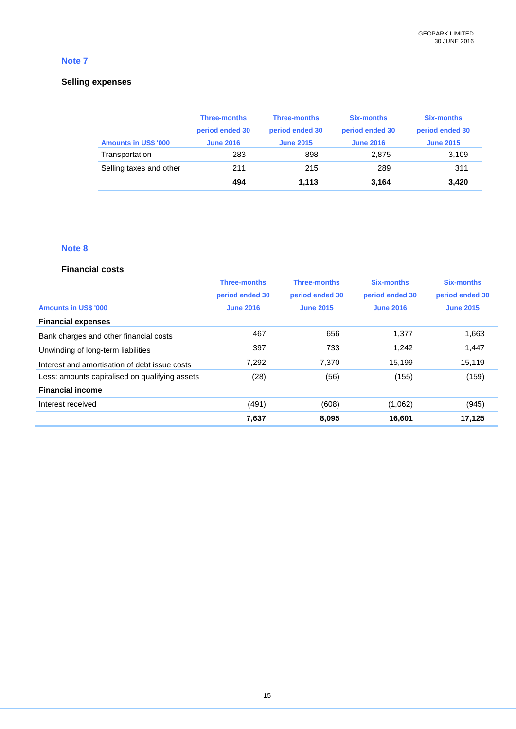## Note 7

### Selling expenses

| Amounts in US$ '000 | Three-months period ended 30 June 2016 | Three-months period ended 30 June 2015 | Six-months period ended 30 June 2016 | Six-months period ended 30 June 2015 |
|---|---|---|---|---|
| Transportation | 283 | 898 | 2,875 | 3,109 |
| Selling taxes and other | 211 | 215 | 289 | 311 |
| | **494** | **1,113** | **3,164** | **3,420** |

## Note 8

### Financial costs

| Amounts in US$ '000 | Three-months period ended 30 June 2016 | Three-months period ended 30 June 2015 | Six-months period ended 30 June 2016 | Six-months period ended 30 June 2015 |
|---|---|---|---|---|
| **Financial expenses** | | | | |
| Bank charges and other financial costs | 467 | 656 | 1,377 | 1,663 |
| Unwinding of long-term liabilities | 397 | 733 | 1,242 | 1,447 |
| Interest and amortisation of debt issue costs | 7,292 | 7,370 | 15,199 | 15,119 |
| Less: amounts capitalised on qualifying assets | (28) | (56) | (155) | (159) |
| **Financial income** | | | | |
| Interest received | (491) | (608) | (1,062) | (945) |
| | **7,637** | **8,095** | **16,601** | **17,125** |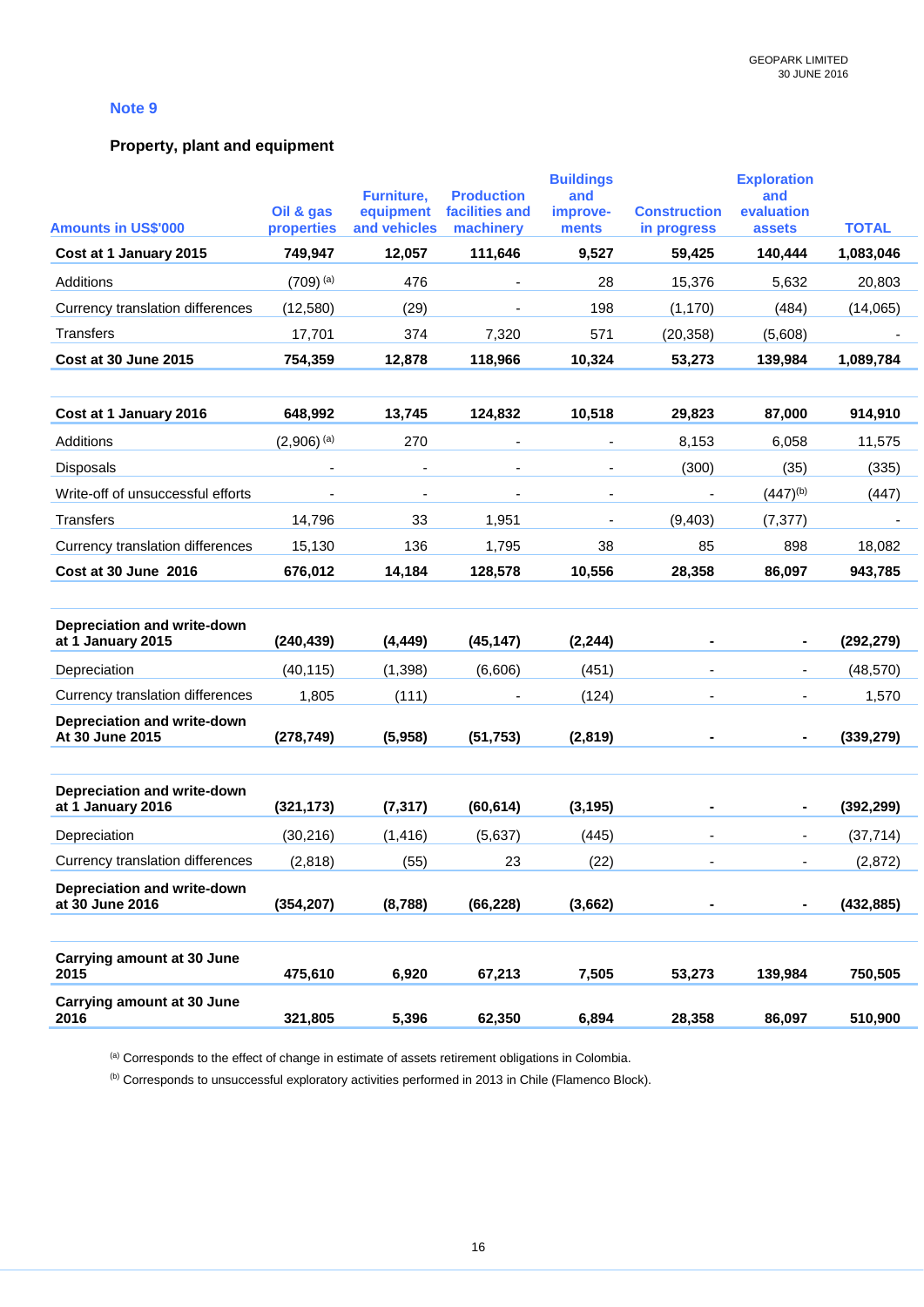## Note 9

### Property, plant and equipment

| Amounts in US$'000 | Oil & gas properties | Furniture, equipment and vehicles | Production facilities and machinery | Buildings and improve-ments | Construction in progress | Exploration and evaluation assets | TOTAL |
|---|---|---|---|---|---|---|---|
| **Cost at 1 January 2015** | **749,947** | **12,057** | **111,646** | **9,527** | **59,425** | **140,444** | **1,083,046** |
| Additions | (709) [(a)] | 476 | - | 28 | 15,376 | 5,632 | 20,803 |
| Currency translation differences | (12,580) | (29) | - | 198 | (1,170) | (484) | (14,065) |
| Transfers | 17,701 | 374 | 7,320 | 571 | (20,358) | (5,608) | - |
| **Cost at 30 June 2015** | **754,359** | **12,878** | **118,966** | **10,324** | **53,273** | **139,984** | **1,089,784** |
| | | | | | | | |
| **Cost at 1 January 2016** | **648,992** | **13,745** | **124,832** | **10,518** | **29,823** | **87,000** | **914,910** |
| Additions | (2,906) [(a)] | 270 | - | - | 8,153 | 6,058 | 11,575 |
| Disposals | - | - | - | - | (300) | (35) | (335) |
| Write-off of unsuccessful efforts | - | - | - | - | - | (447)[(b)] | (447) |
| Transfers | 14,796 | 33 | 1,951 | - | (9,403) | (7,377) | - |
| Currency translation differences | 15,130 | 136 | 1,795 | 38 | 85 | 898 | 18,082 |
| **Cost at 30 June 2016** | **676,012** | **14,184** | **128,578** | **10,556** | **28,358** | **86,097** | **943,785** |
| | | | | | | | |
| **Depreciation and write-down at 1 January 2015** | **(240,439)** | **(4,449)** | **(45,147)** | **(2,244)** | **-** | **-** | **(292,279)** |
| Depreciation | (40,115) | (1,398) | (6,606) | (451) | - | - | (48,570) |
| Currency translation differences | 1,805 | (111) | - | (124) | - | - | 1,570 |
| **Depreciation and write-down At 30 June 2015** | **(278,749)** | **(5,958)** | **(51,753)** | **(2,819)** | **-** | **-** | **(339,279)** |
| | | | | | | | |
| **Depreciation and write-down at 1 January 2016** | **(321,173)** | **(7,317)** | **(60,614)** | **(3,195)** | **-** | **-** | **(392,299)** |
| Depreciation | (30,216) | (1,416) | (5,637) | (445) | - | - | (37,714) |
| Currency translation differences | (2,818) | (55) | 23 | (22) | - | - | (2,872) |
| **Depreciation and write-down at 30 June 2016** | **(354,207)** | **(8,788)** | **(66,228)** | **(3,662)** | **-** | **-** | **(432,885)** |
| | | | | | | | |
| **Carrying amount at 30 June 2015** | **475,610** | **6,920** | **67,213** | **7,505** | **53,273** | **139,984** | **750,505** |
| **Carrying amount at 30 June 2016** | **321,805** | **5,396** | **62,350** | **6,894** | **28,358** | **86,097** | **510,900** |

[(a)] Corresponds to the effect of change in estimate of assets retirement obligations in Colombia.

[(b)] Corresponds to unsuccessful exploratory activities performed in 2013 in Chile (Flamenco Block).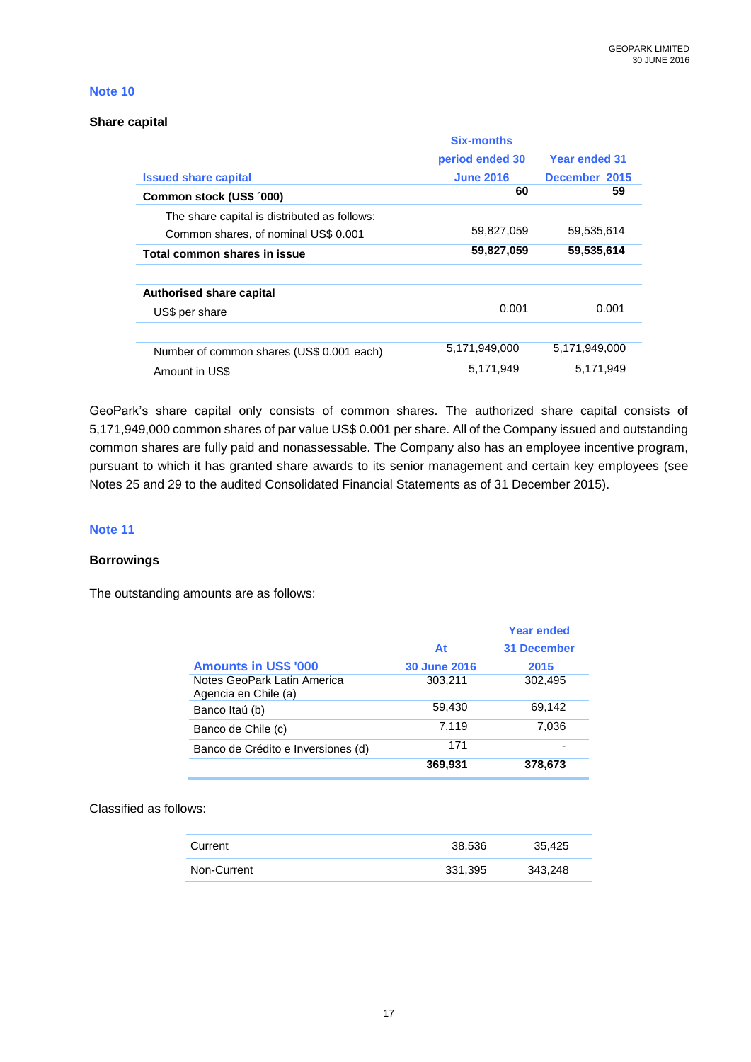## Note 10

### Share capital

| Issued share capital | Six-months period ended 30 June 2016 | Year ended 31 December 2015 |
|---|---|---|
| **Common stock (US$ ´000)** | **60** | **59** |
| The share capital is distributed as follows: | | |
| Common shares, of nominal US$ 0.001 | 59,827,059 | 59,535,614 |
| **Total common shares in issue** | **59,827,059** | **59,535,614** |
| | | |
| **Authorised share capital** | | |
| US$ per share | 0.001 | 0.001 |
| | | |
| Number of common shares (US$ 0.001 each) | 5,171,949,000 | 5,171,949,000 |
| Amount in US$ | 5,171,949 | 5,171,949 |

GeoPark's share capital only consists of common shares. The authorized share capital consists of 5,171,949,000 common shares of par value US$ 0.001 per share. All of the Company issued and outstanding common shares are fully paid and nonassessable. The Company also has an employee incentive program, pursuant to which it has granted share awards to its senior management and certain key employees (see Notes 25 and 29 to the audited Consolidated Financial Statements as of 31 December 2015).

## Note 11

### Borrowings

The outstanding amounts are as follows:

| Amounts in US$ '000 | At 30 June 2016 | Year ended 31 December 2015 |
|---|---|---|
| Notes GeoPark Latin America Agencia en Chile (a) | 303,211 | 302,495 |
| Banco Itaú (b) | 59,430 | 69,142 |
| Banco de Chile (c) | 7,119 | 7,036 |
| Banco de Crédito e Inversiones (d) | 171 | - |
| | **369,931** | **378,673** |

Classified as follows:

| | | |
|---|---|---|
| Current | 38,536 | 35,425 |
| Non-Current | 331,395 | 343,248 |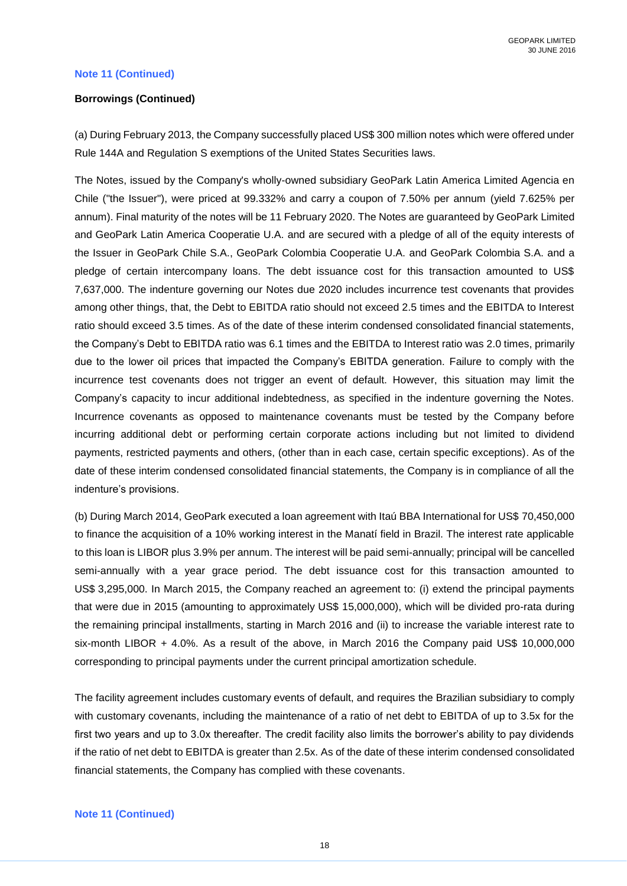**Note 11 (Continued)**

**Borrowings (Continued)**

(a) During February 2013, the Company successfully placed US$ 300 million notes which were offered under Rule 144A and Regulation S exemptions of the United States Securities laws.

The Notes, issued by the Company's wholly-owned subsidiary GeoPark Latin America Limited Agencia en Chile ("the Issuer"), were priced at 99.332% and carry a coupon of 7.50% per annum (yield 7.625% per annum). Final maturity of the notes will be 11 February 2020. The Notes are guaranteed by GeoPark Limited and GeoPark Latin America Cooperatie U.A. and are secured with a pledge of all of the equity interests of the Issuer in GeoPark Chile S.A., GeoPark Colombia Cooperatie U.A. and GeoPark Colombia S.A. and a pledge of certain intercompany loans. The debt issuance cost for this transaction amounted to US$ 7,637,000. The indenture governing our Notes due 2020 includes incurrence test covenants that provides among other things, that, the Debt to EBITDA ratio should not exceed 2.5 times and the EBITDA to Interest ratio should exceed 3.5 times. As of the date of these interim condensed consolidated financial statements, the Company's Debt to EBITDA ratio was 6.1 times and the EBITDA to Interest ratio was 2.0 times, primarily due to the lower oil prices that impacted the Company's EBITDA generation. Failure to comply with the incurrence test covenants does not trigger an event of default. However, this situation may limit the Company's capacity to incur additional indebtedness, as specified in the indenture governing the Notes. Incurrence covenants as opposed to maintenance covenants must be tested by the Company before incurring additional debt or performing certain corporate actions including but not limited to dividend payments, restricted payments and others, (other than in each case, certain specific exceptions). As of the date of these interim condensed consolidated financial statements, the Company is in compliance of all the indenture's provisions.

(b) During March 2014, GeoPark executed a loan agreement with Itaú BBA International for US$ 70,450,000 to finance the acquisition of a 10% working interest in the Manatí field in Brazil. The interest rate applicable to this loan is LIBOR plus 3.9% per annum. The interest will be paid semi-annually; principal will be cancelled semi-annually with a year grace period. The debt issuance cost for this transaction amounted to US$ 3,295,000. In March 2015, the Company reached an agreement to: (i) extend the principal payments that were due in 2015 (amounting to approximately US$ 15,000,000), which will be divided pro-rata during the remaining principal installments, starting in March 2016 and (ii) to increase the variable interest rate to six-month LIBOR + 4.0%. As a result of the above, in March 2016 the Company paid US$ 10,000,000 corresponding to principal payments under the current principal amortization schedule.

The facility agreement includes customary events of default, and requires the Brazilian subsidiary to comply with customary covenants, including the maintenance of a ratio of net debt to EBITDA of up to 3.5x for the first two years and up to 3.0x thereafter. The credit facility also limits the borrower's ability to pay dividends if the ratio of net debt to EBITDA is greater than 2.5x. As of the date of these interim condensed consolidated financial statements, the Company has complied with these covenants.

**Note 11 (Continued)**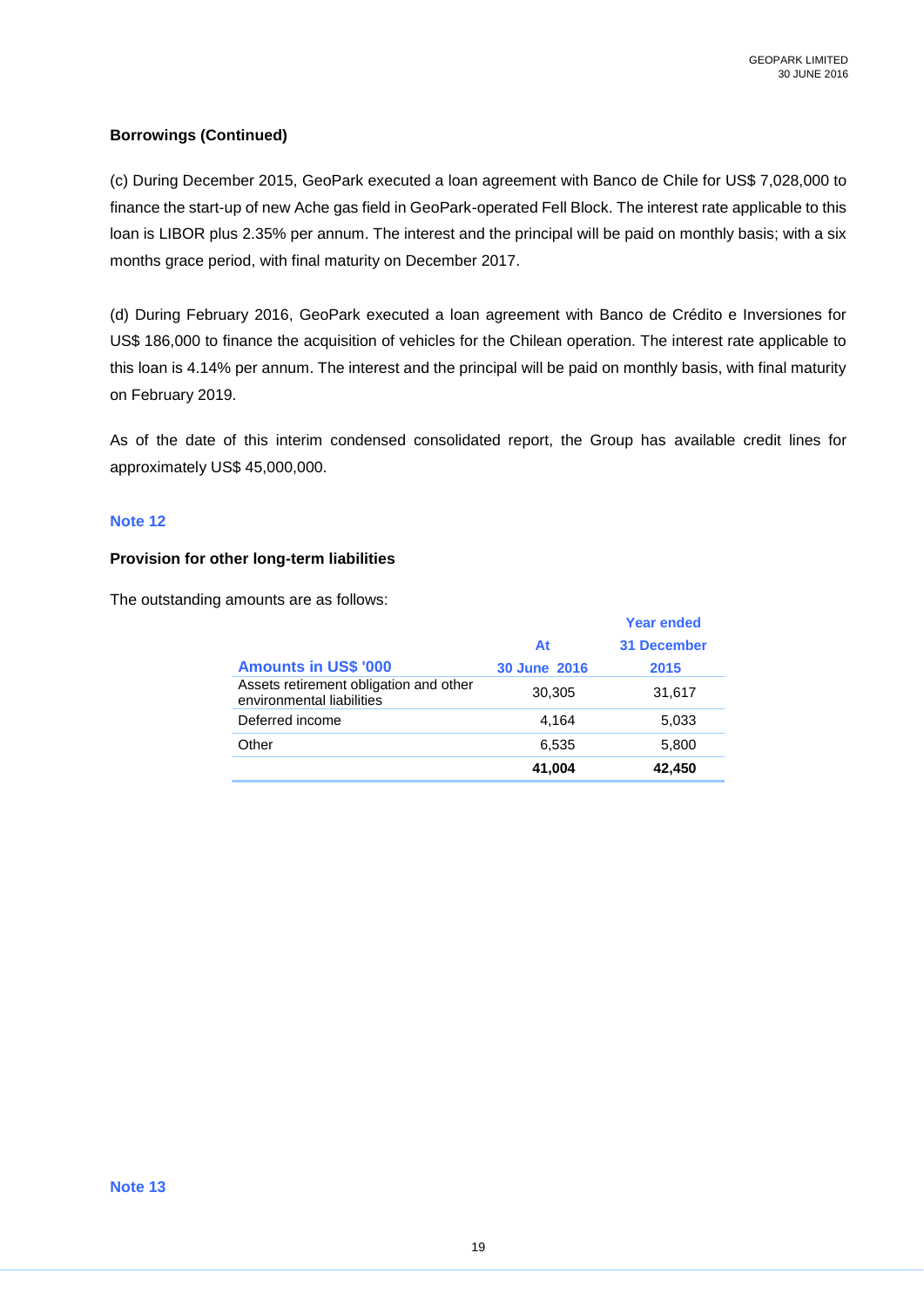**Borrowings (Continued)**

(c) During December 2015, GeoPark executed a loan agreement with Banco de Chile for US$ 7,028,000 to finance the start-up of new Ache gas field in GeoPark-operated Fell Block. The interest rate applicable to this loan is LIBOR plus 2.35% per annum. The interest and the principal will be paid on monthly basis; with a six months grace period, with final maturity on December 2017.

(d) During February 2016, GeoPark executed a loan agreement with Banco de Crédito e Inversiones for US$ 186,000 to finance the acquisition of vehicles for the Chilean operation. The interest rate applicable to this loan is 4.14% per annum. The interest and the principal will be paid on monthly basis, with final maturity on February 2019.

As of the date of this interim condensed consolidated report, the Group has available credit lines for approximately US$ 45,000,000.

## Note 12

**Provision for other long-term liabilities**

The outstanding amounts are as follows:

| Amounts in US$ '000 | At 30 June 2016 | Year ended 31 December 2015 |
|---|---|---|
| Assets retirement obligation and other environmental liabilities | 30,305 | 31,617 |
| Deferred income | 4,164 | 5,033 |
| Other | 6,535 | 5,800 |
| | **41,004** | **42,450** |

## Note 13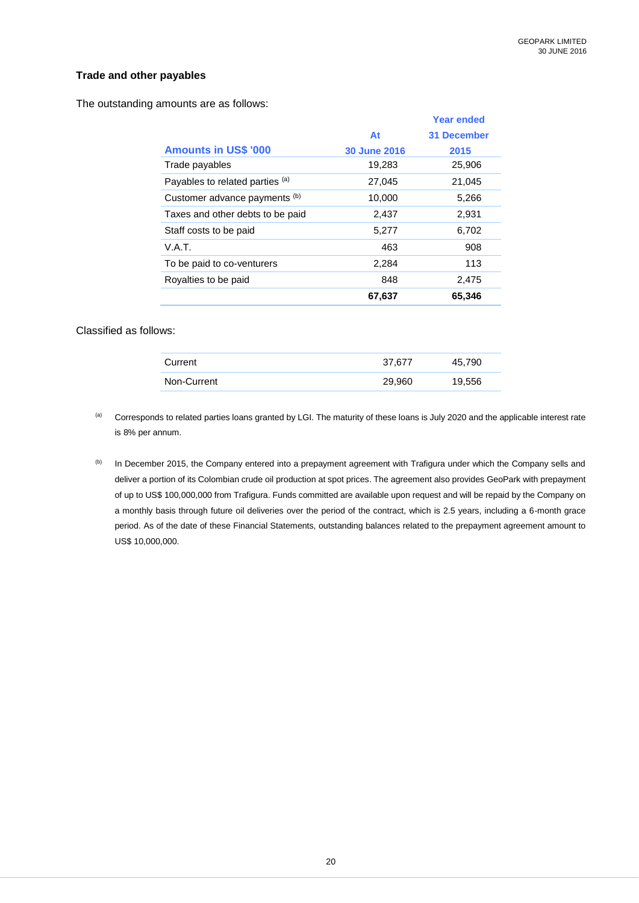### Trade and other payables

The outstanding amounts are as follows:

| Amounts in US$ '000 | At 30 June 2016 | Year ended 31 December 2015 |
|---|---|---|
| Trade payables | 19,283 | 25,906 |
| Payables to related parties [(a)] | 27,045 | 21,045 |
| Customer advance payments [(b)] | 10,000 | 5,266 |
| Taxes and other debts to be paid | 2,437 | 2,931 |
| Staff costs to be paid | 5,277 | 6,702 |
| V.A.T. | 463 | 908 |
| To be paid to co-venturers | 2,284 | 113 |
| Royalties to be paid | 848 | 2,475 |
| | **67,637** | **65,346** |

Classified as follows:

| | | |
|---|---|---|
| Current | 37,677 | 45,790 |
| Non-Current | 29,960 | 19,556 |

[(a)] Corresponds to related parties loans granted by LGI. The maturity of these loans is July 2020 and the applicable interest rate is 8% per annum.

[(b)] In December 2015, the Company entered into a prepayment agreement with Trafigura under which the Company sells and deliver a portion of its Colombian crude oil production at spot prices. The agreement also provides GeoPark with prepayment of up to US$ 100,000,000 from Trafigura. Funds committed are available upon request and will be repaid by the Company on a monthly basis through future oil deliveries over the period of the contract, which is 2.5 years, including a 6-month grace period. As of the date of these Financial Statements, outstanding balances related to the prepayment agreement amount to US$ 10,000,000.